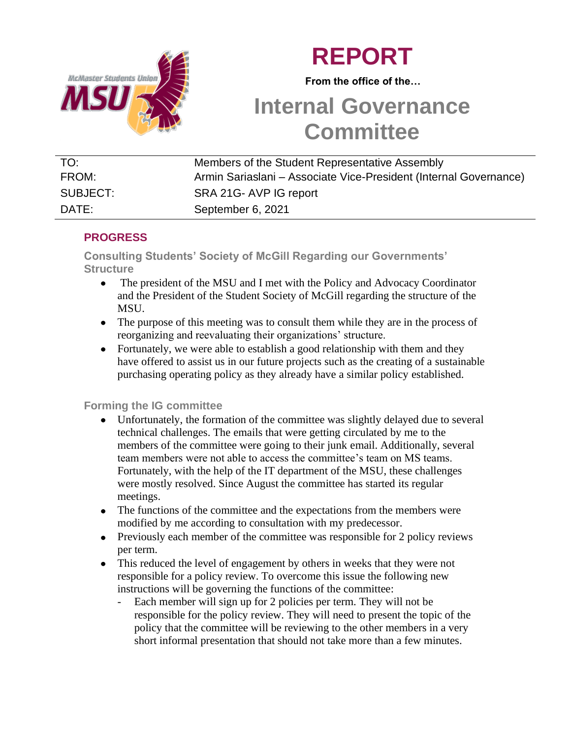# REPORT

**From the office of the…**

# Internal Governance Committee

| | |
|---|---|
| TO: | Members of the Student Representative Assembly |
| FROM: | Armin Sariaslani – Associate Vice-President (Internal Governance) |
| SUBJECT: | SRA 21G- AVP IG report |
| DATE: | September 6, 2021 |

## PROGRESS

### Consulting Students' Society of McGill Regarding our Governments' Structure

- The president of the MSU and I met with the Policy and Advocacy Coordinator and the President of the Student Society of McGill regarding the structure of the MSU.
- The purpose of this meeting was to consult them while they are in the process of reorganizing and reevaluating their organizations' structure.
- Fortunately, we were able to establish a good relationship with them and they have offered to assist us in our future projects such as the creating of a sustainable purchasing operating policy as they already have a similar policy established.

### Forming the IG committee

- Unfortunately, the formation of the committee was slightly delayed due to several technical challenges. The emails that were getting circulated by me to the members of the committee were going to their junk email. Additionally, several team members were not able to access the committee's team on MS teams. Fortunately, with the help of the IT department of the MSU, these challenges were mostly resolved. Since August the committee has started its regular meetings.
- The functions of the committee and the expectations from the members were modified by me according to consultation with my predecessor.
- Previously each member of the committee was responsible for 2 policy reviews per term.
- This reduced the level of engagement by others in weeks that they were not responsible for a policy review. To overcome this issue the following new instructions will be governing the functions of the committee:
    - Each member will sign up for 2 policies per term. They will not be responsible for the policy review. They will need to present the topic of the policy that the committee will be reviewing to the other members in a very short informal presentation that should not take more than a few minutes.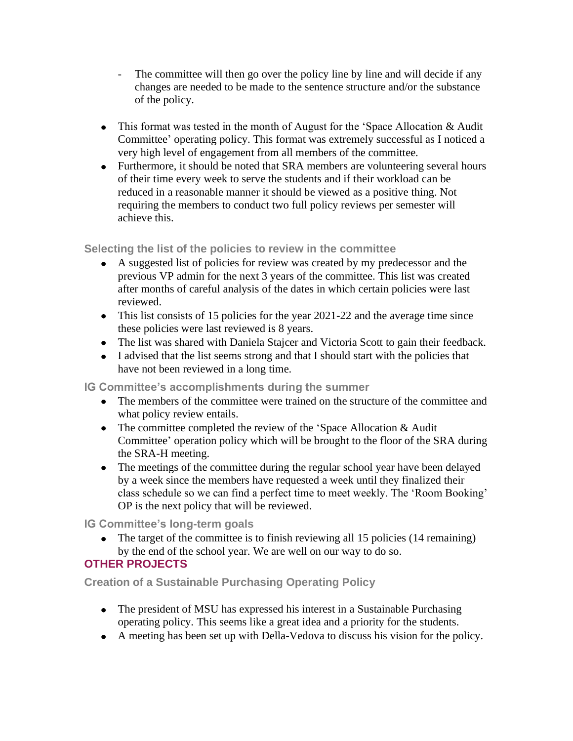- The committee will then go over the policy line by line and will decide if any changes are needed to be made to the sentence structure and/or the substance of the policy.

- This format was tested in the month of August for the 'Space Allocation & Audit Committee' operating policy. This format was extremely successful as I noticed a very high level of engagement from all members of the committee.
- Furthermore, it should be noted that SRA members are volunteering several hours of their time every week to serve the students and if their workload can be reduced in a reasonable manner it should be viewed as a positive thing. Not requiring the members to conduct two full policy reviews per semester will achieve this.

### Selecting the list of the policies to review in the committee

- A suggested list of policies for review was created by my predecessor and the previous VP admin for the next 3 years of the committee. This list was created after months of careful analysis of the dates in which certain policies were last reviewed.
- This list consists of 15 policies for the year 2021-22 and the average time since these policies were last reviewed is 8 years.
- The list was shared with Daniela Stajcer and Victoria Scott to gain their feedback.
- I advised that the list seems strong and that I should start with the policies that have not been reviewed in a long time.

### IG Committee's accomplishments during the summer

- The members of the committee were trained on the structure of the committee and what policy review entails.
- The committee completed the review of the 'Space Allocation & Audit Committee' operation policy which will be brought to the floor of the SRA during the SRA-H meeting.
- The meetings of the committee during the regular school year have been delayed by a week since the members have requested a week until they finalized their class schedule so we can find a perfect time to meet weekly. The 'Room Booking' OP is the next policy that will be reviewed.

### IG Committee's long-term goals

- The target of the committee is to finish reviewing all 15 policies (14 remaining) by the end of the school year. We are well on our way to do so.

## OTHER PROJECTS

### Creation of a Sustainable Purchasing Operating Policy

- The president of MSU has expressed his interest in a Sustainable Purchasing operating policy. This seems like a great idea and a priority for the students.
- A meeting has been set up with Della-Vedova to discuss his vision for the policy.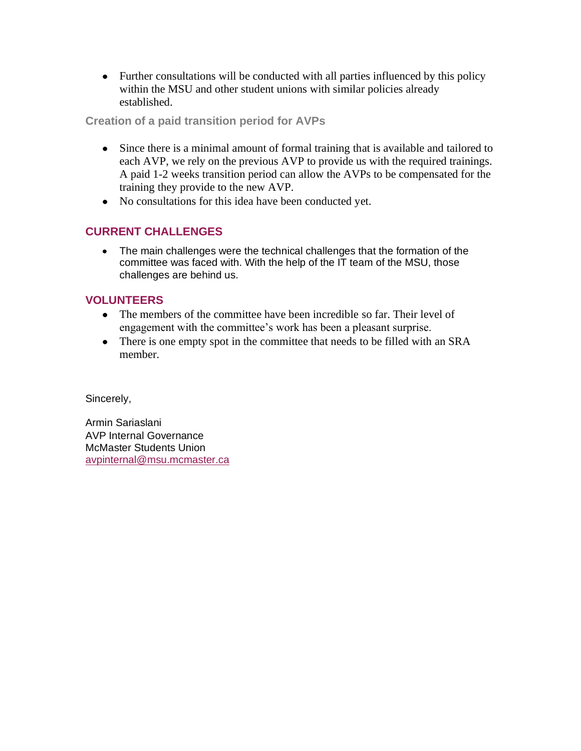- Further consultations will be conducted with all parties influenced by this policy within the MSU and other student unions with similar policies already established.

### Creation of a paid transition period for AVPs

- Since there is a minimal amount of formal training that is available and tailored to each AVP, we rely on the previous AVP to provide us with the required trainings. A paid 1-2 weeks transition period can allow the AVPs to be compensated for the training they provide to the new AVP.
- No consultations for this idea have been conducted yet.

## CURRENT CHALLENGES

- The main challenges were the technical challenges that the formation of the committee was faced with. With the help of the IT team of the MSU, those challenges are behind us.

## VOLUNTEERS

- The members of the committee have been incredible so far. Their level of engagement with the committee's work has been a pleasant surprise.
- There is one empty spot in the committee that needs to be filled with an SRA member.

Sincerely,

Armin Sariaslani
AVP Internal Governance
McMaster Students Union
avpinternal@msu.mcmaster.ca